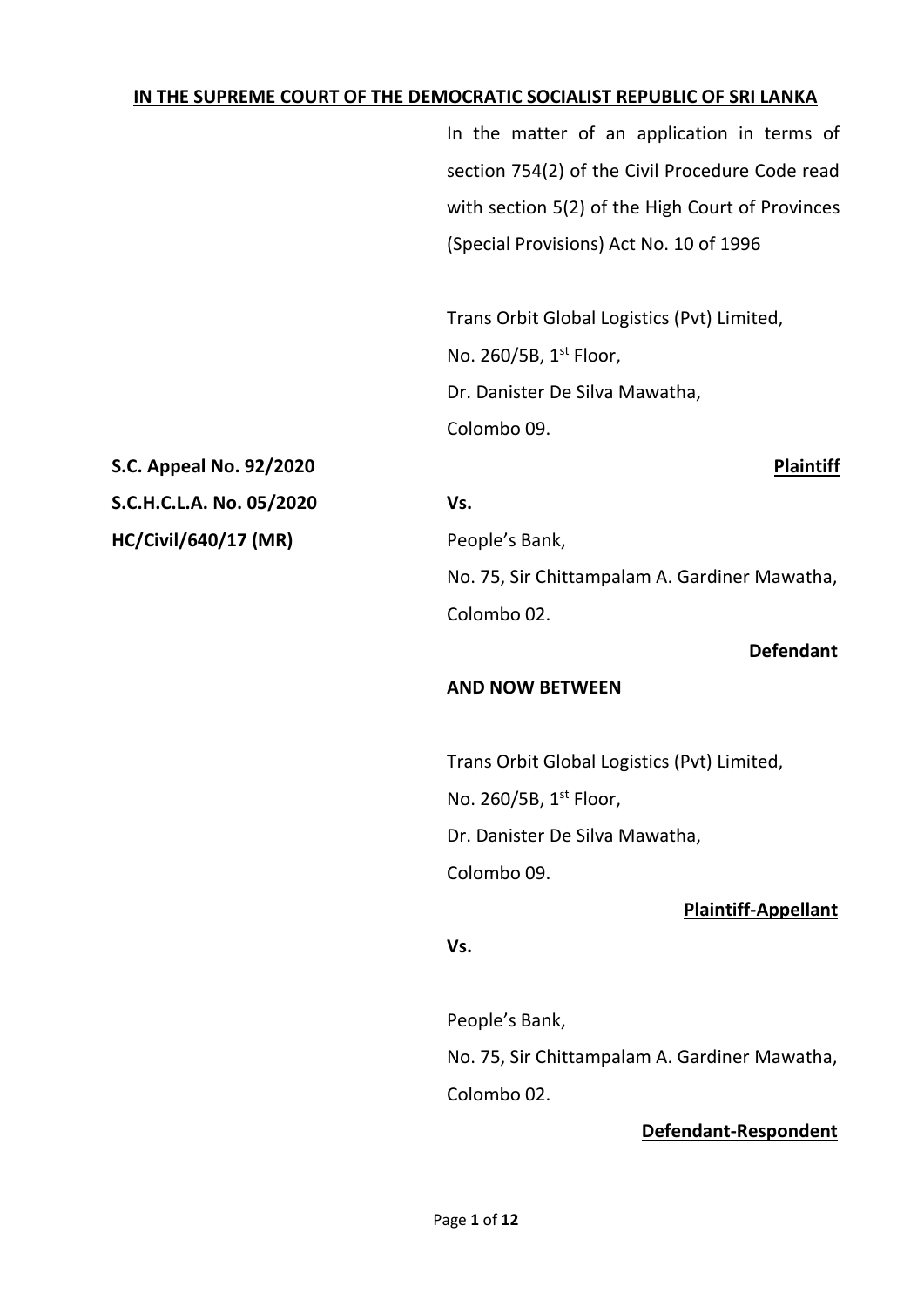**IN THE SUPREME COURT OF THE DEMOCRATIC SOCIALIST REPUBLIC OF SRI LANKA**

In the matter of an application in terms of section 754(2) of the Civil Procedure Code read with section 5(2) of the High Court of Provinces (Special Provisions) Act No. 10 of 1996

Trans Orbit Global Logistics (Pvt) Limited,
No. 260/5B, 1st Floor,
Dr. Danister De Silva Mawatha,
Colombo 09.

**S.C. Appeal No. 92/2020**

**Plaintiff**

**S.C.H.C.L.A. No. 05/2020**

**HC/Civil/640/17 (MR)**

**Vs.**

People's Bank,
No. 75, Sir Chittampalam A. Gardiner Mawatha,
Colombo 02.

**Defendant**

**AND NOW BETWEEN**

Trans Orbit Global Logistics (Pvt) Limited,
No. 260/5B, 1st Floor,
Dr. Danister De Silva Mawatha,
Colombo 09.

**Plaintiff-Appellant**

**Vs.**

People's Bank,
No. 75, Sir Chittampalam A. Gardiner Mawatha,
Colombo 02.

**Defendant-Respondent**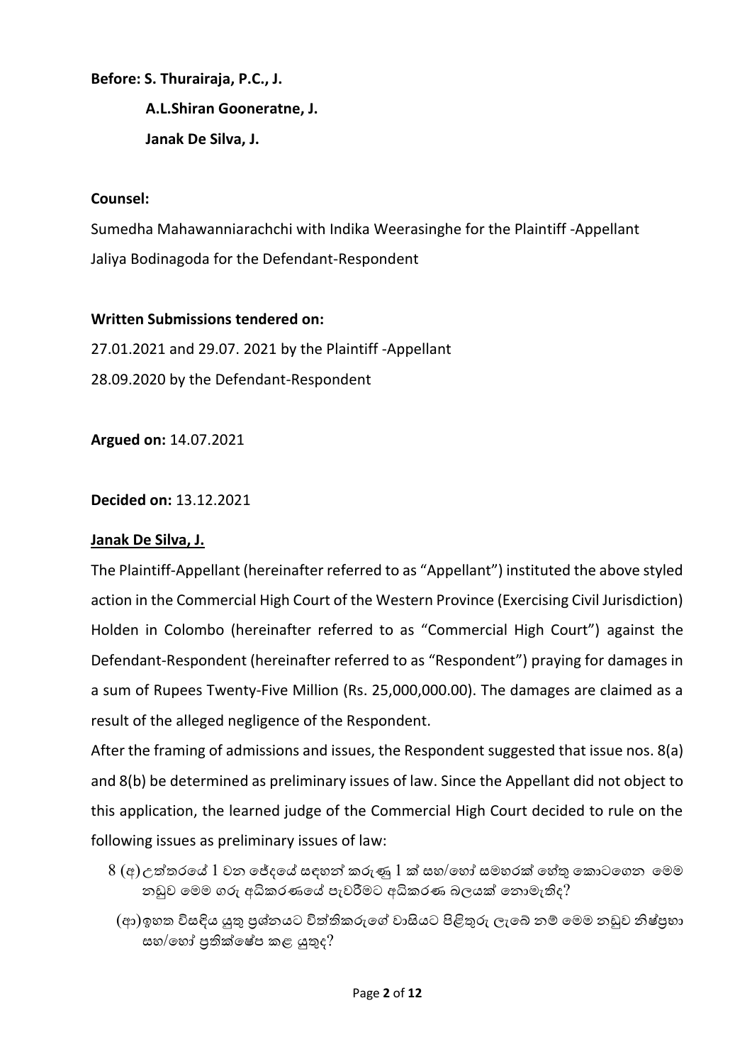**Before: S. Thurairaja, P.C., J.**

**A.L.Shiran Gooneratne, J.**

**Janak De Silva, J.**

**Counsel:**

Sumedha Mahawanniarachchi with Indika Weerasinghe for the Plaintiff -Appellant

Jaliya Bodinagoda for the Defendant-Respondent

**Written Submissions tendered on:**

27.01.2021 and 29.07. 2021 by the Plaintiff -Appellant

28.09.2020 by the Defendant-Respondent

**Argued on:** 14.07.2021

**Decided on:** 13.12.2021

**Janak De Silva, J.**

The Plaintiff-Appellant (hereinafter referred to as "Appellant") instituted the above styled action in the Commercial High Court of the Western Province (Exercising Civil Jurisdiction) Holden in Colombo (hereinafter referred to as "Commercial High Court") against the Defendant-Respondent (hereinafter referred to as "Respondent") praying for damages in a sum of Rupees Twenty-Five Million (Rs. 25,000,000.00). The damages are claimed as a result of the alleged negligence of the Respondent.

After the framing of admissions and issues, the Respondent suggested that issue nos. 8(a) and 8(b) be determined as preliminary issues of law. Since the Appellant did not object to this application, the learned judge of the Commercial High Court decided to rule on the following issues as preliminary issues of law:

8 (අ) උත්තරයේ 1 වන ඡේදයේ සඳහන් කරුණු 1 ක් සහ/හෝ සමහරක් හේතු කොටගෙන මෙම නඩුව මෙම ගරු අධිකරණයේ පැවරීමට අධිකරණ බලයක් නොමැතිද?

(ආ) ඉහත විසඳිය යුතු ප්‍රශ්නයට විත්තිකරුගේ වාසියට පිළිතුරු ලැබේ නම් මෙම නඩුව නිෂ්ප්‍රභා සහ/හෝ ප්‍රතික්ෂේප කළ යුතුද?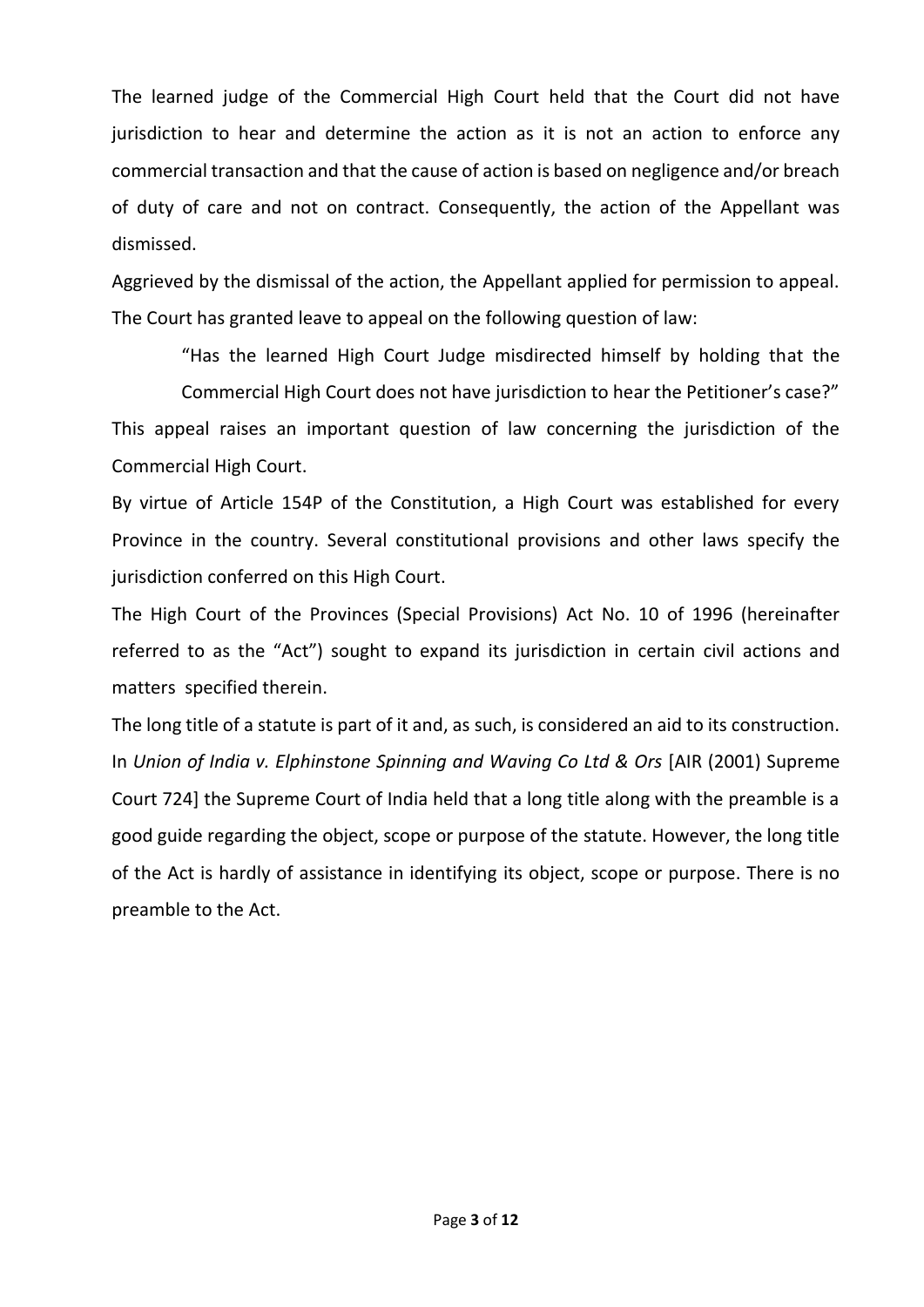The learned judge of the Commercial High Court held that the Court did not have jurisdiction to hear and determine the action as it is not an action to enforce any commercial transaction and that the cause of action is based on negligence and/or breach of duty of care and not on contract. Consequently, the action of the Appellant was dismissed.

Aggrieved by the dismissal of the action, the Appellant applied for permission to appeal. The Court has granted leave to appeal on the following question of law:

> "Has the learned High Court Judge misdirected himself by holding that the Commercial High Court does not have jurisdiction to hear the Petitioner's case?"

This appeal raises an important question of law concerning the jurisdiction of the Commercial High Court.

By virtue of Article 154P of the Constitution, a High Court was established for every Province in the country. Several constitutional provisions and other laws specify the jurisdiction conferred on this High Court.

The High Court of the Provinces (Special Provisions) Act No. 10 of 1996 (hereinafter referred to as the "Act") sought to expand its jurisdiction in certain civil actions and matters specified therein.

The long title of a statute is part of it and, as such, is considered an aid to its construction. In *Union of India v. Elphinstone Spinning and Waving Co Ltd & Ors* [AIR (2001) Supreme Court 724] the Supreme Court of India held that a long title along with the preamble is a good guide regarding the object, scope or purpose of the statute. However, the long title of the Act is hardly of assistance in identifying its object, scope or purpose. There is no preamble to the Act.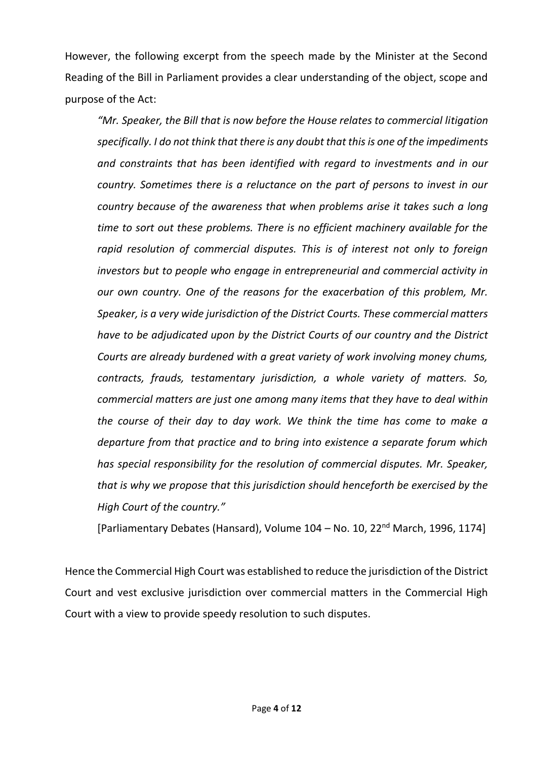However, the following excerpt from the speech made by the Minister at the Second Reading of the Bill in Parliament provides a clear understanding of the object, scope and purpose of the Act:

> *"Mr. Speaker, the Bill that is now before the House relates to commercial litigation specifically. I do not think that there is any doubt that this is one of the impediments and constraints that has been identified with regard to investments and in our country. Sometimes there is a reluctance on the part of persons to invest in our country because of the awareness that when problems arise it takes such a long time to sort out these problems. There is no efficient machinery available for the rapid resolution of commercial disputes. This is of interest not only to foreign investors but to people who engage in entrepreneurial and commercial activity in our own country. One of the reasons for the exacerbation of this problem, Mr. Speaker, is a very wide jurisdiction of the District Courts. These commercial matters have to be adjudicated upon by the District Courts of our country and the District Courts are already burdened with a great variety of work involving money chums, contracts, frauds, testamentary jurisdiction, a whole variety of matters. So, commercial matters are just one among many items that they have to deal within the course of their day to day work. We think the time has come to make a departure from that practice and to bring into existence a separate forum which has special responsibility for the resolution of commercial disputes. Mr. Speaker, that is why we propose that this jurisdiction should henceforth be exercised by the High Court of the country."*
>
> [Parliamentary Debates (Hansard), Volume 104 – No. 10, 22nd March, 1996, 1174]

Hence the Commercial High Court was established to reduce the jurisdiction of the District Court and vest exclusive jurisdiction over commercial matters in the Commercial High Court with a view to provide speedy resolution to such disputes.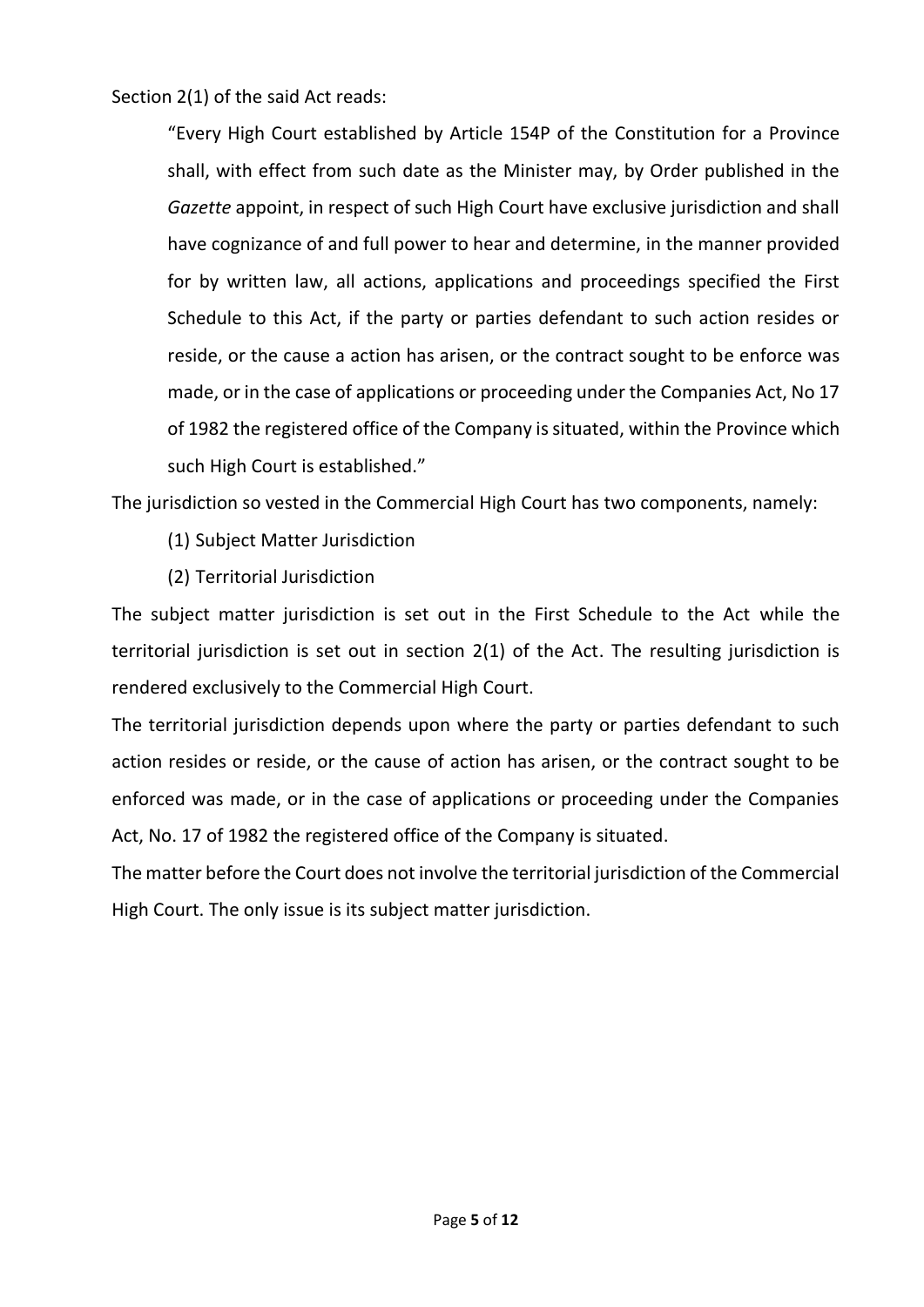Section 2(1) of the said Act reads:

> "Every High Court established by Article 154P of the Constitution for a Province shall, with effect from such date as the Minister may, by Order published in the *Gazette* appoint, in respect of such High Court have exclusive jurisdiction and shall have cognizance of and full power to hear and determine, in the manner provided for by written law, all actions, applications and proceedings specified the First Schedule to this Act, if the party or parties defendant to such action resides or reside, or the cause a action has arisen, or the contract sought to be enforce was made, or in the case of applications or proceeding under the Companies Act, No 17 of 1982 the registered office of the Company is situated, within the Province which such High Court is established."

The jurisdiction so vested in the Commercial High Court has two components, namely:

(1) Subject Matter Jurisdiction

(2) Territorial Jurisdiction

The subject matter jurisdiction is set out in the First Schedule to the Act while the territorial jurisdiction is set out in section 2(1) of the Act. The resulting jurisdiction is rendered exclusively to the Commercial High Court.

The territorial jurisdiction depends upon where the party or parties defendant to such action resides or reside, or the cause of action has arisen, or the contract sought to be enforced was made, or in the case of applications or proceeding under the Companies Act, No. 17 of 1982 the registered office of the Company is situated.

The matter before the Court does not involve the territorial jurisdiction of the Commercial High Court. The only issue is its subject matter jurisdiction.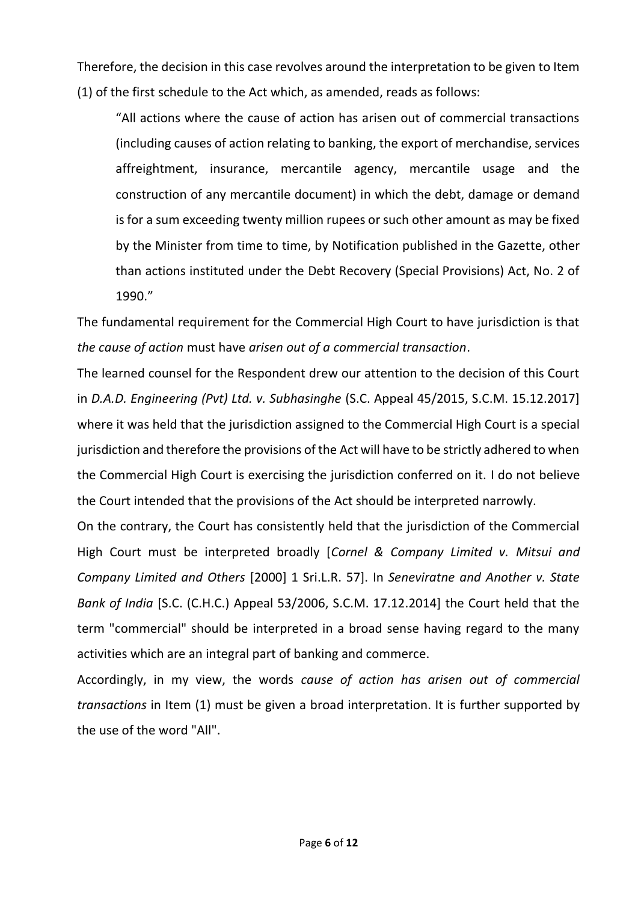Therefore, the decision in this case revolves around the interpretation to be given to Item (1) of the first schedule to the Act which, as amended, reads as follows:

> "All actions where the cause of action has arisen out of commercial transactions (including causes of action relating to banking, the export of merchandise, services affreightment, insurance, mercantile agency, mercantile usage and the construction of any mercantile document) in which the debt, damage or demand is for a sum exceeding twenty million rupees or such other amount as may be fixed by the Minister from time to time, by Notification published in the Gazette, other than actions instituted under the Debt Recovery (Special Provisions) Act, No. 2 of 1990."

The fundamental requirement for the Commercial High Court to have jurisdiction is that *the cause of action* must have *arisen out of a commercial transaction*.

The learned counsel for the Respondent drew our attention to the decision of this Court in *D.A.D. Engineering (Pvt) Ltd. v. Subhasinghe* (S.C. Appeal 45/2015, S.C.M. 15.12.2017] where it was held that the jurisdiction assigned to the Commercial High Court is a special jurisdiction and therefore the provisions of the Act will have to be strictly adhered to when the Commercial High Court is exercising the jurisdiction conferred on it. I do not believe the Court intended that the provisions of the Act should be interpreted narrowly.

On the contrary, the Court has consistently held that the jurisdiction of the Commercial High Court must be interpreted broadly [*Cornel & Company Limited v. Mitsui and Company Limited and Others* [2000] 1 Sri.L.R. 57]. In *Seneviratne and Another v. State Bank of India* [S.C. (C.H.C.) Appeal 53/2006, S.C.M. 17.12.2014] the Court held that the term "commercial" should be interpreted in a broad sense having regard to the many activities which are an integral part of banking and commerce.

Accordingly, in my view, the words *cause of action has arisen out of commercial transactions* in Item (1) must be given a broad interpretation. It is further supported by the use of the word "All".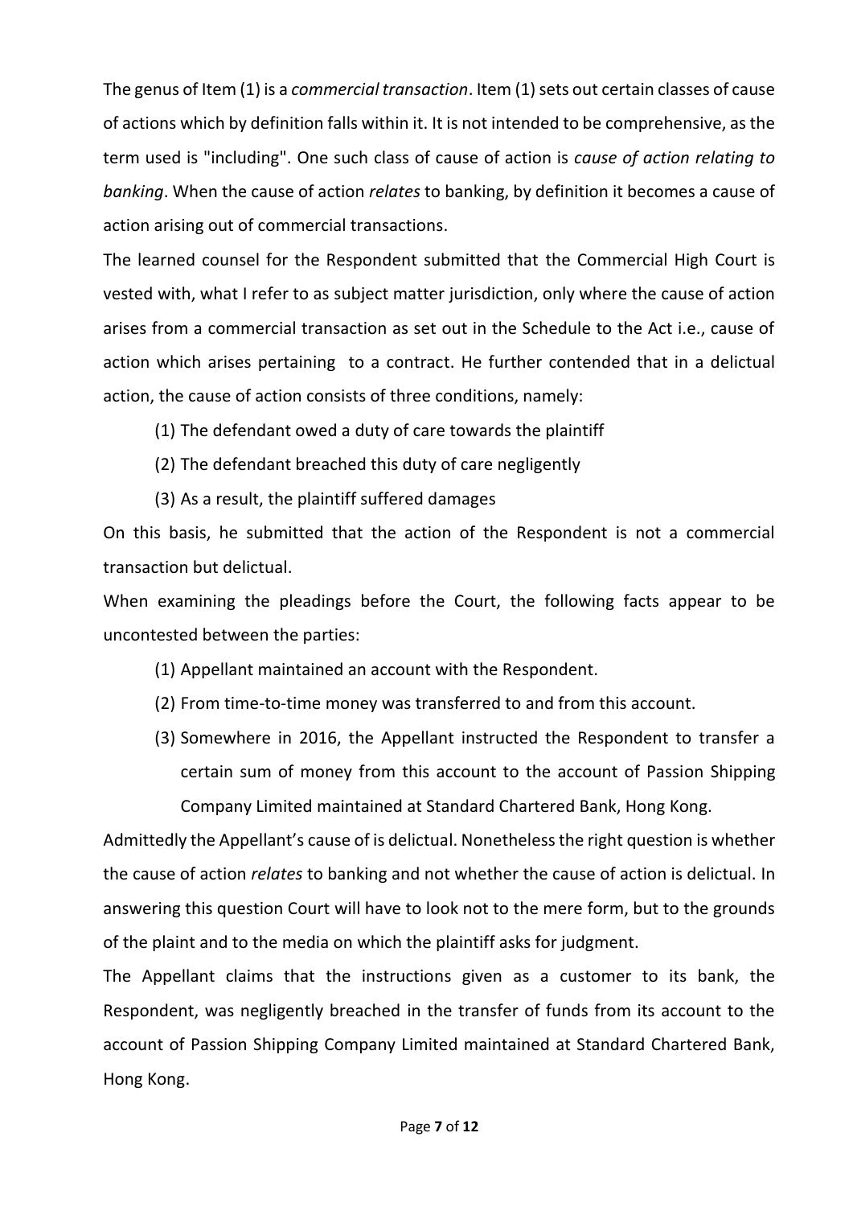The genus of Item (1) is a *commercial transaction*. Item (1) sets out certain classes of cause of actions which by definition falls within it. It is not intended to be comprehensive, as the term used is "including". One such class of cause of action is *cause of action relating to banking*. When the cause of action *relates* to banking, by definition it becomes a cause of action arising out of commercial transactions.

The learned counsel for the Respondent submitted that the Commercial High Court is vested with, what I refer to as subject matter jurisdiction, only where the cause of action arises from a commercial transaction as set out in the Schedule to the Act i.e., cause of action which arises pertaining to a contract. He further contended that in a delictual action, the cause of action consists of three conditions, namely:

(1) The defendant owed a duty of care towards the plaintiff

(2) The defendant breached this duty of care negligently

(3) As a result, the plaintiff suffered damages

On this basis, he submitted that the action of the Respondent is not a commercial transaction but delictual.

When examining the pleadings before the Court, the following facts appear to be uncontested between the parties:

(1) Appellant maintained an account with the Respondent.

(2) From time-to-time money was transferred to and from this account.

(3) Somewhere in 2016, the Appellant instructed the Respondent to transfer a certain sum of money from this account to the account of Passion Shipping Company Limited maintained at Standard Chartered Bank, Hong Kong.

Admittedly the Appellant's cause of is delictual. Nonetheless the right question is whether the cause of action *relates* to banking and not whether the cause of action is delictual. In answering this question Court will have to look not to the mere form, but to the grounds of the plaint and to the media on which the plaintiff asks for judgment.

The Appellant claims that the instructions given as a customer to its bank, the Respondent, was negligently breached in the transfer of funds from its account to the account of Passion Shipping Company Limited maintained at Standard Chartered Bank, Hong Kong.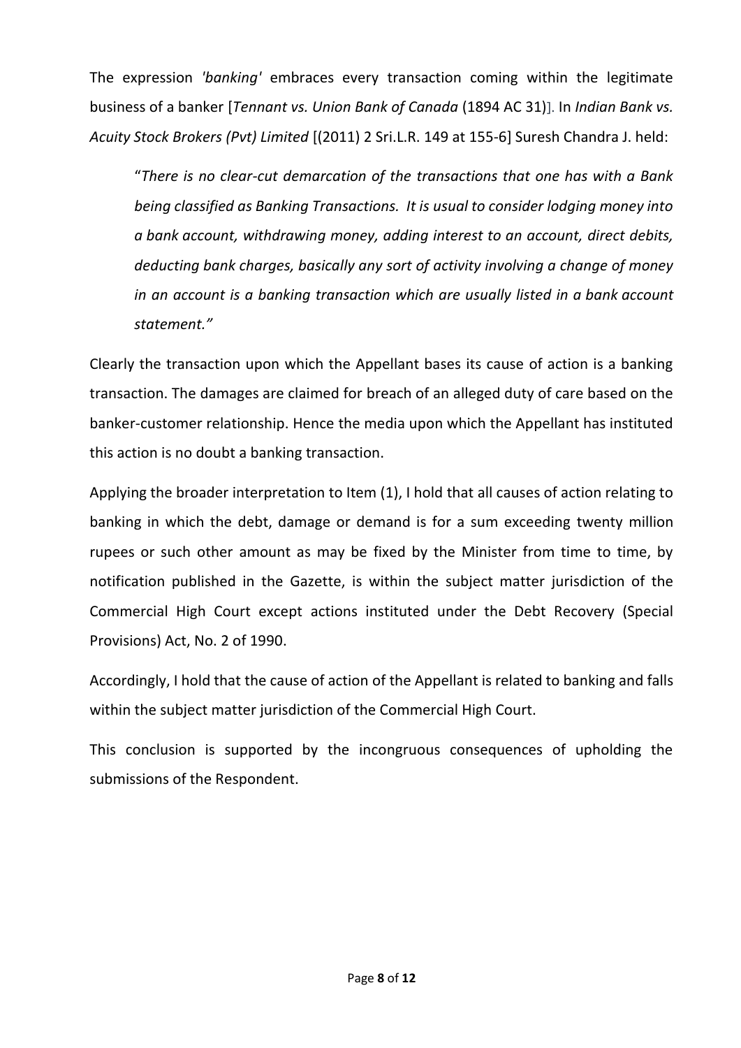The expression *'banking'* embraces every transaction coming within the legitimate business of a banker [*Tennant vs. Union Bank of Canada* (1894 AC 31)]. In *Indian Bank vs. Acuity Stock Brokers (Pvt) Limited* [(2011) 2 Sri.L.R. 149 at 155-6] Suresh Chandra J. held:

> "*There is no clear-cut demarcation of the transactions that one has with a Bank being classified as Banking Transactions. It is usual to consider lodging money into a bank account, withdrawing money, adding interest to an account, direct debits, deducting bank charges, basically any sort of activity involving a change of money in an account is a banking transaction which are usually listed in a bank account statement.*"

Clearly the transaction upon which the Appellant bases its cause of action is a banking transaction. The damages are claimed for breach of an alleged duty of care based on the banker-customer relationship. Hence the media upon which the Appellant has instituted this action is no doubt a banking transaction.

Applying the broader interpretation to Item (1), I hold that all causes of action relating to banking in which the debt, damage or demand is for a sum exceeding twenty million rupees or such other amount as may be fixed by the Minister from time to time, by notification published in the Gazette, is within the subject matter jurisdiction of the Commercial High Court except actions instituted under the Debt Recovery (Special Provisions) Act, No. 2 of 1990.

Accordingly, I hold that the cause of action of the Appellant is related to banking and falls within the subject matter jurisdiction of the Commercial High Court.

This conclusion is supported by the incongruous consequences of upholding the submissions of the Respondent.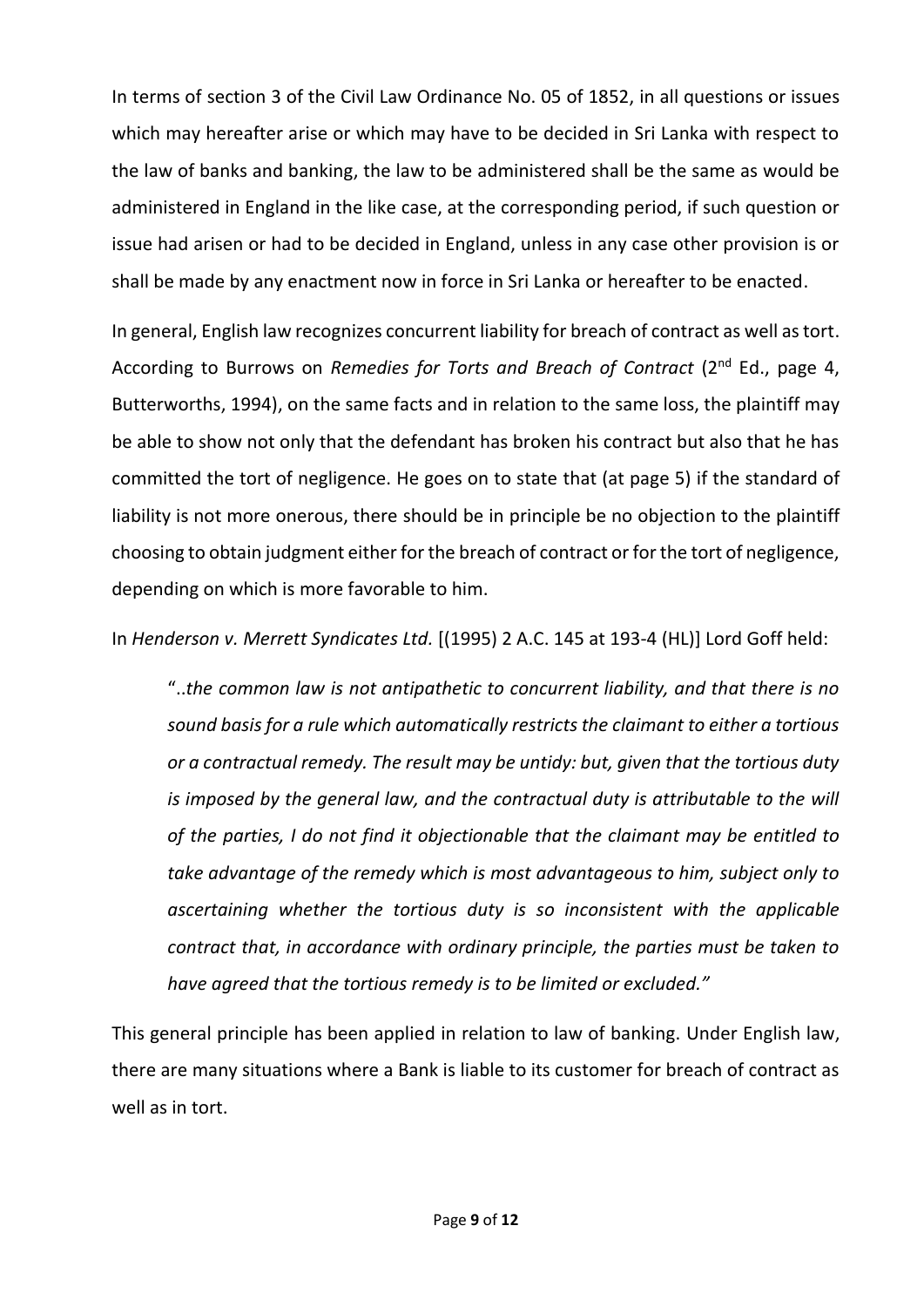In terms of section 3 of the Civil Law Ordinance No. 05 of 1852, in all questions or issues which may hereafter arise or which may have to be decided in Sri Lanka with respect to the law of banks and banking, the law to be administered shall be the same as would be administered in England in the like case, at the corresponding period, if such question or issue had arisen or had to be decided in England, unless in any case other provision is or shall be made by any enactment now in force in Sri Lanka or hereafter to be enacted.

In general, English law recognizes concurrent liability for breach of contract as well as tort. According to Burrows on *Remedies for Torts and Breach of Contract* (2nd Ed., page 4, Butterworths, 1994), on the same facts and in relation to the same loss, the plaintiff may be able to show not only that the defendant has broken his contract but also that he has committed the tort of negligence. He goes on to state that (at page 5) if the standard of liability is not more onerous, there should be in principle be no objection to the plaintiff choosing to obtain judgment either for the breach of contract or for the tort of negligence, depending on which is more favorable to him.

In *Henderson v. Merrett Syndicates Ltd.* [(1995) 2 A.C. 145 at 193-4 (HL)] Lord Goff held:

> "..*the common law is not antipathetic to concurrent liability, and that there is no sound basis for a rule which automatically restricts the claimant to either a tortious or a contractual remedy. The result may be untidy: but, given that the tortious duty is imposed by the general law, and the contractual duty is attributable to the will of the parties, I do not find it objectionable that the claimant may be entitled to take advantage of the remedy which is most advantageous to him, subject only to ascertaining whether the tortious duty is so inconsistent with the applicable contract that, in accordance with ordinary principle, the parties must be taken to have agreed that the tortious remedy is to be limited or excluded."*

This general principle has been applied in relation to law of banking. Under English law, there are many situations where a Bank is liable to its customer for breach of contract as well as in tort.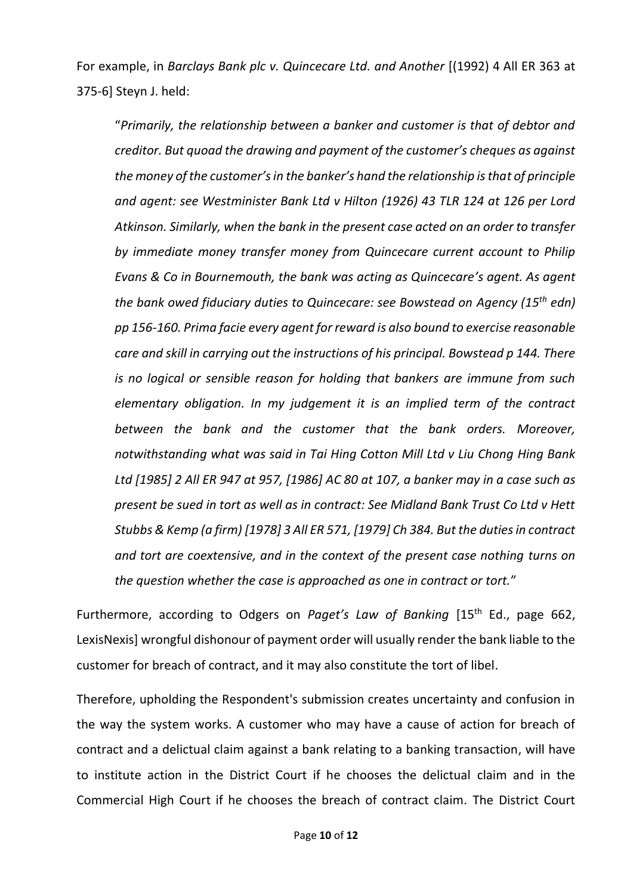For example, in *Barclays Bank plc v. Quincecare Ltd. and Another* [(1992) 4 All ER 363 at 375-6] Steyn J. held:

> "*Primarily, the relationship between a banker and customer is that of debtor and creditor. But quoad the drawing and payment of the customer's cheques as against the money of the customer's in the banker's hand the relationship is that of principle and agent: see Westminister Bank Ltd v Hilton (1926) 43 TLR 124 at 126 per Lord Atkinson. Similarly, when the bank in the present case acted on an order to transfer by immediate money transfer money from Quincecare current account to Philip Evans & Co in Bournemouth, the bank was acting as Quincecare's agent. As agent the bank owed fiduciary duties to Quincecare: see Bowstead on Agency (15th edn) pp 156-160. Prima facie every agent for reward is also bound to exercise reasonable care and skill in carrying out the instructions of his principal. Bowstead p 144. There is no logical or sensible reason for holding that bankers are immune from such elementary obligation. In my judgement it is an implied term of the contract between the bank and the customer that the bank orders. Moreover, notwithstanding what was said in Tai Hing Cotton Mill Ltd v Liu Chong Hing Bank Ltd [1985] 2 All ER 947 at 957, [1986] AC 80 at 107, a banker may in a case such as present be sued in tort as well as in contract: See Midland Bank Trust Co Ltd v Hett Stubbs & Kemp (a firm) [1978] 3 All ER 571, [1979] Ch 384. But the duties in contract and tort are coextensive, and in the context of the present case nothing turns on the question whether the case is approached as one in contract or tort.*"

Furthermore, according to Odgers on *Paget's Law of Banking* [15th Ed., page 662, LexisNexis] wrongful dishonour of payment order will usually render the bank liable to the customer for breach of contract, and it may also constitute the tort of libel.

Therefore, upholding the Respondent's submission creates uncertainty and confusion in the way the system works. A customer who may have a cause of action for breach of contract and a delictual claim against a bank relating to a banking transaction, will have to institute action in the District Court if he chooses the delictual claim and in the Commercial High Court if he chooses the breach of contract claim. The District Court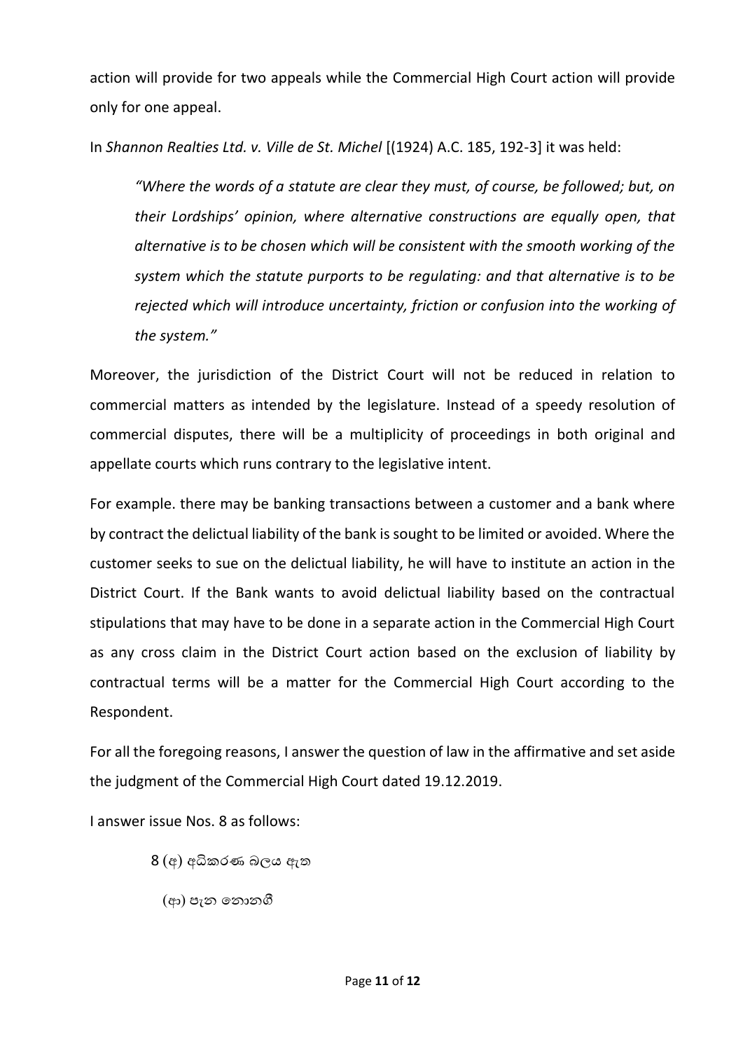action will provide for two appeals while the Commercial High Court action will provide only for one appeal.

In *Shannon Realties Ltd. v. Ville de St. Michel* [(1924) A.C. 185, 192-3] it was held:

> *"Where the words of a statute are clear they must, of course, be followed; but, on their Lordships' opinion, where alternative constructions are equally open, that alternative is to be chosen which will be consistent with the smooth working of the system which the statute purports to be regulating: and that alternative is to be rejected which will introduce uncertainty, friction or confusion into the working of the system."*

Moreover, the jurisdiction of the District Court will not be reduced in relation to commercial matters as intended by the legislature. Instead of a speedy resolution of commercial disputes, there will be a multiplicity of proceedings in both original and appellate courts which runs contrary to the legislative intent.

For example. there may be banking transactions between a customer and a bank where by contract the delictual liability of the bank is sought to be limited or avoided. Where the customer seeks to sue on the delictual liability, he will have to institute an action in the District Court. If the Bank wants to avoid delictual liability based on the contractual stipulations that may have to be done in a separate action in the Commercial High Court as any cross claim in the District Court action based on the exclusion of liability by contractual terms will be a matter for the Commercial High Court according to the Respondent.

For all the foregoing reasons, I answer the question of law in the affirmative and set aside the judgment of the Commercial High Court dated 19.12.2019.

I answer issue Nos. 8 as follows:

8 (අ) අධිකරණ බලය ඇත

(ආ) පැන නොනගී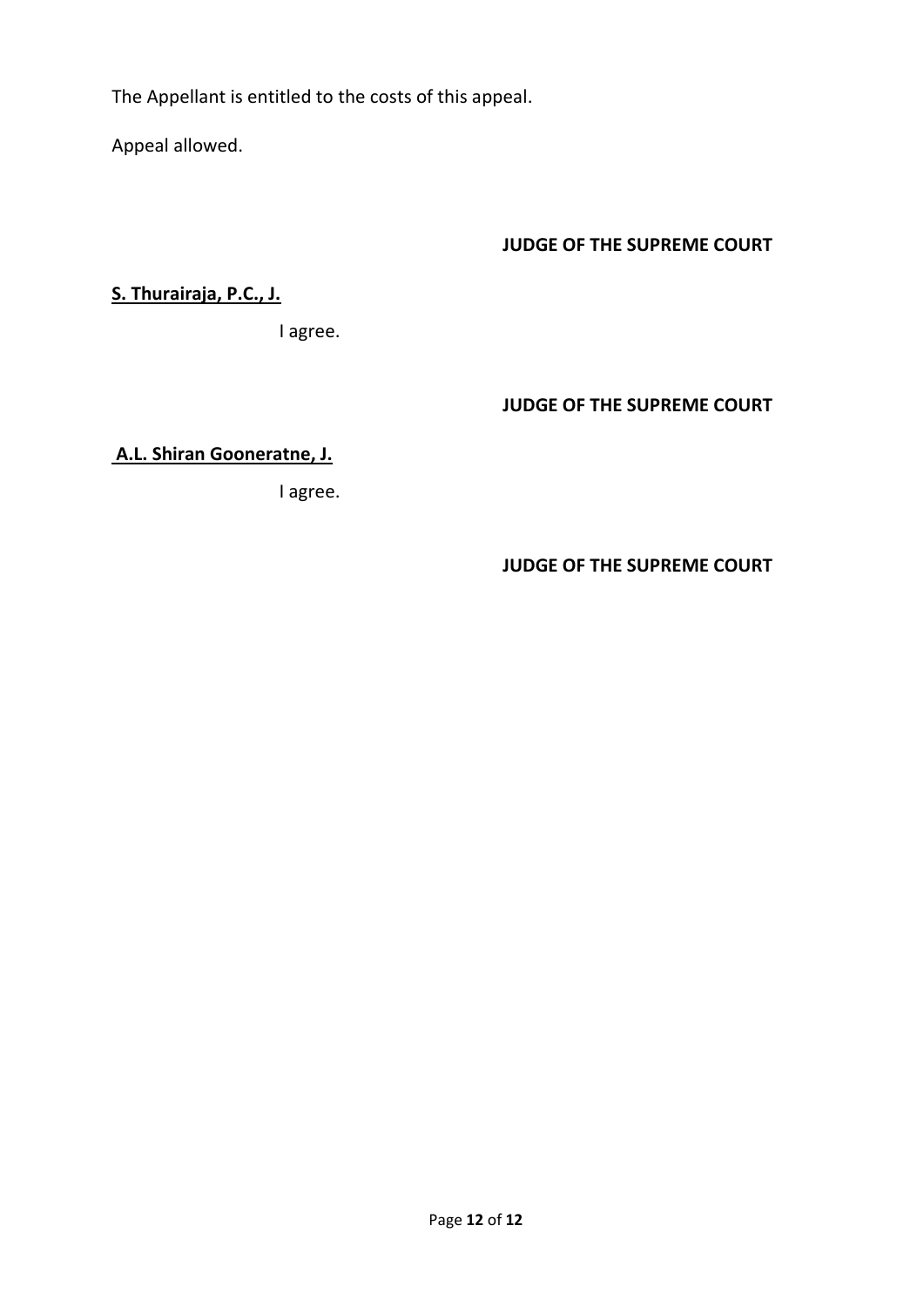The Appellant is entitled to the costs of this appeal.

Appeal allowed.

**JUDGE OF THE SUPREME COURT**

**<u>S. Thurairaja, P.C., J.</u>**

I agree.

**JUDGE OF THE SUPREME COURT**

**<u>A.L. Shiran Gooneratne, J.</u>**

I agree.

**JUDGE OF THE SUPREME COURT**